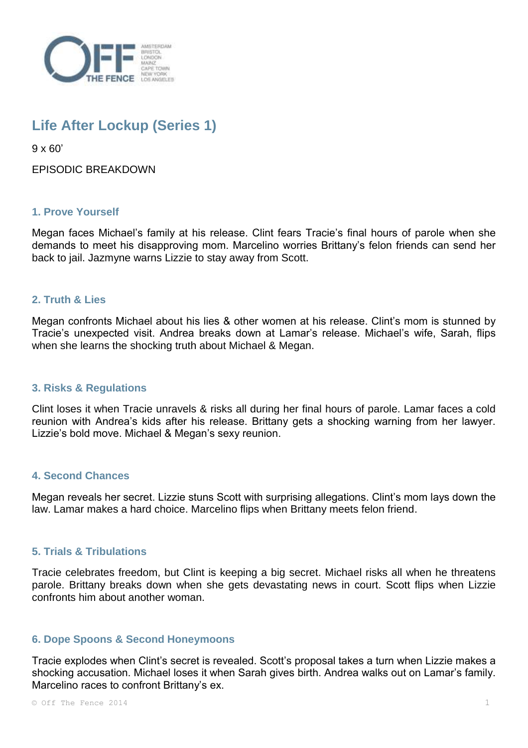# Life After Lockup (Series 1)

9 x 60'

EPISODIC BREAKDOWN

## 1. Prove Yourself

Megan faces Michael's family at his release. Clint fears Tracie's final hours of parole when she demands to meet his disapproving mom. Marcelino worries Brittany's felon friends can send her back to jail. Jazmyne warns Lizzie to stay away from Scott.

## 2. Truth & Lies

Megan confronts Michael about his lies & other women at his release. Clint's mom is stunned by Tracie's unexpected visit. Andrea breaks down at Lamar's release. Michael's wife, Sarah, flips when she learns the shocking truth about Michael & Megan.

## 3. Risks & Regulations

Clint loses it when Tracie unravels & risks all during her final hours of parole. Lamar faces a cold reunion with Andrea's kids after his release. Brittany gets a shocking warning from her lawyer. Lizzie's bold move. Michael & Megan's sexy reunion.

## 4. Second Chances

Megan reveals her secret. Lizzie stuns Scott with surprising allegations. Clint's mom lays down the law. Lamar makes a hard choice. Marcelino flips when Brittany meets felon friend.

## 5. Trials & Tribulations

Tracie celebrates freedom, but Clint is keeping a big secret. Michael risks all when he threatens parole. Brittany breaks down when she gets devastating news in court. Scott flips when Lizzie confronts him about another woman.

## 6. Dope Spoons & Second Honeymoons

Tracie explodes when Clint's secret is revealed. Scott's proposal takes a turn when Lizzie makes a shocking accusation. Michael loses it when Sarah gives birth. Andrea walks out on Lamar's family. Marcelino races to confront Brittany's ex.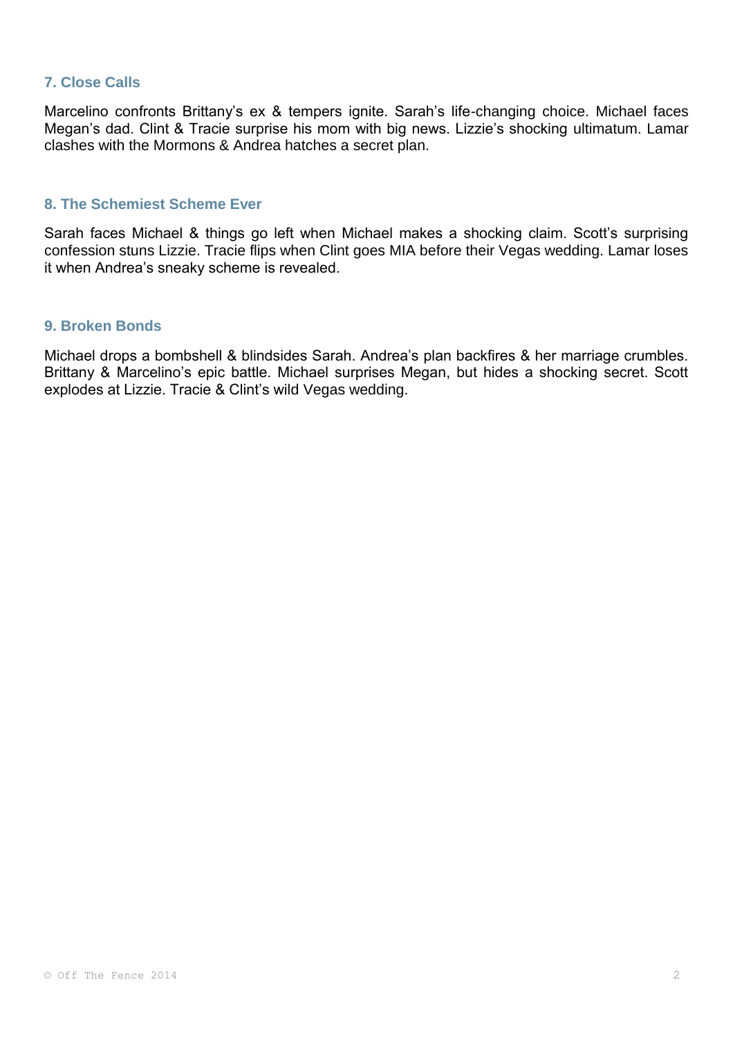### 7. Close Calls

Marcelino confronts Brittany's ex & tempers ignite. Sarah's life-changing choice. Michael faces Megan's dad. Clint & Tracie surprise his mom with big news. Lizzie's shocking ultimatum. Lamar clashes with the Mormons & Andrea hatches a secret plan.

### 8. The Schemiest Scheme Ever

Sarah faces Michael & things go left when Michael makes a shocking claim. Scott's surprising confession stuns Lizzie. Tracie flips when Clint goes MIA before their Vegas wedding. Lamar loses it when Andrea's sneaky scheme is revealed.

### 9. Broken Bonds

Michael drops a bombshell & blindsides Sarah. Andrea's plan backfires & her marriage crumbles. Brittany & Marcelino's epic battle. Michael surprises Megan, but hides a shocking secret. Scott explodes at Lizzie. Tracie & Clint's wild Vegas wedding.

© Off The Fence 2014